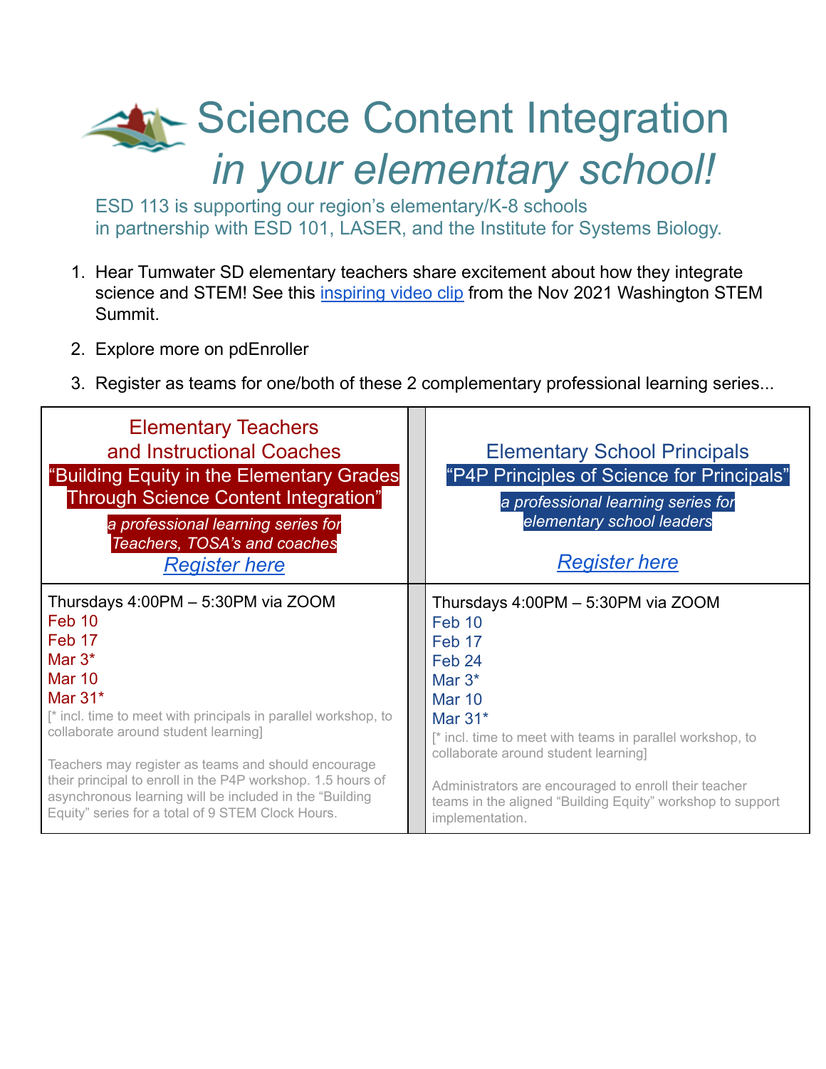# Science Content Integration *in your elementary school!*

ESD 113 is supporting our region's elementary/K-8 schools in partnership with ESD 101, LASER, and the Institute for Systems Biology.

1. Hear Tumwater SD elementary teachers share excitement about how they integrate science and STEM! See this inspiring video clip from the Nov 2021 Washington STEM Summit.
2. Explore more on pdEnroller
3. Register as teams for one/both of these 2 complementary professional learning series...

| Elementary Teachers and Instructional Coaches<br>"Building Equity in the Elementary Grades Through Science Content Integration"<br>*a professional learning series for Teachers, TOSA's and coaches*<br>*Register here* | Elementary School Principals<br>"P4P Principles of Science for Principals"<br>*a professional learning series for elementary school leaders*<br>*Register here* |
|---|---|
| Thursdays 4:00PM – 5:30PM via ZOOM<br>Feb 10<br>Feb 17<br>Mar 3*<br>Mar 10<br>Mar 31*<br>[* incl. time to meet with principals in parallel workshop, to collaborate around student learning]<br><br>Teachers may register as teams and should encourage their principal to enroll in the P4P workshop. 1.5 hours of asynchronous learning will be included in the "Building Equity" series for a total of 9 STEM Clock Hours. | Thursdays 4:00PM – 5:30PM via ZOOM<br>Feb 10<br>Feb 17<br>Feb 24<br>Mar 3*<br>Mar 10<br>Mar 31*<br>[* incl. time to meet with teams in parallel workshop, to collaborate around student learning]<br><br>Administrators are encouraged to enroll their teacher teams in the aligned "Building Equity" workshop to support implementation. |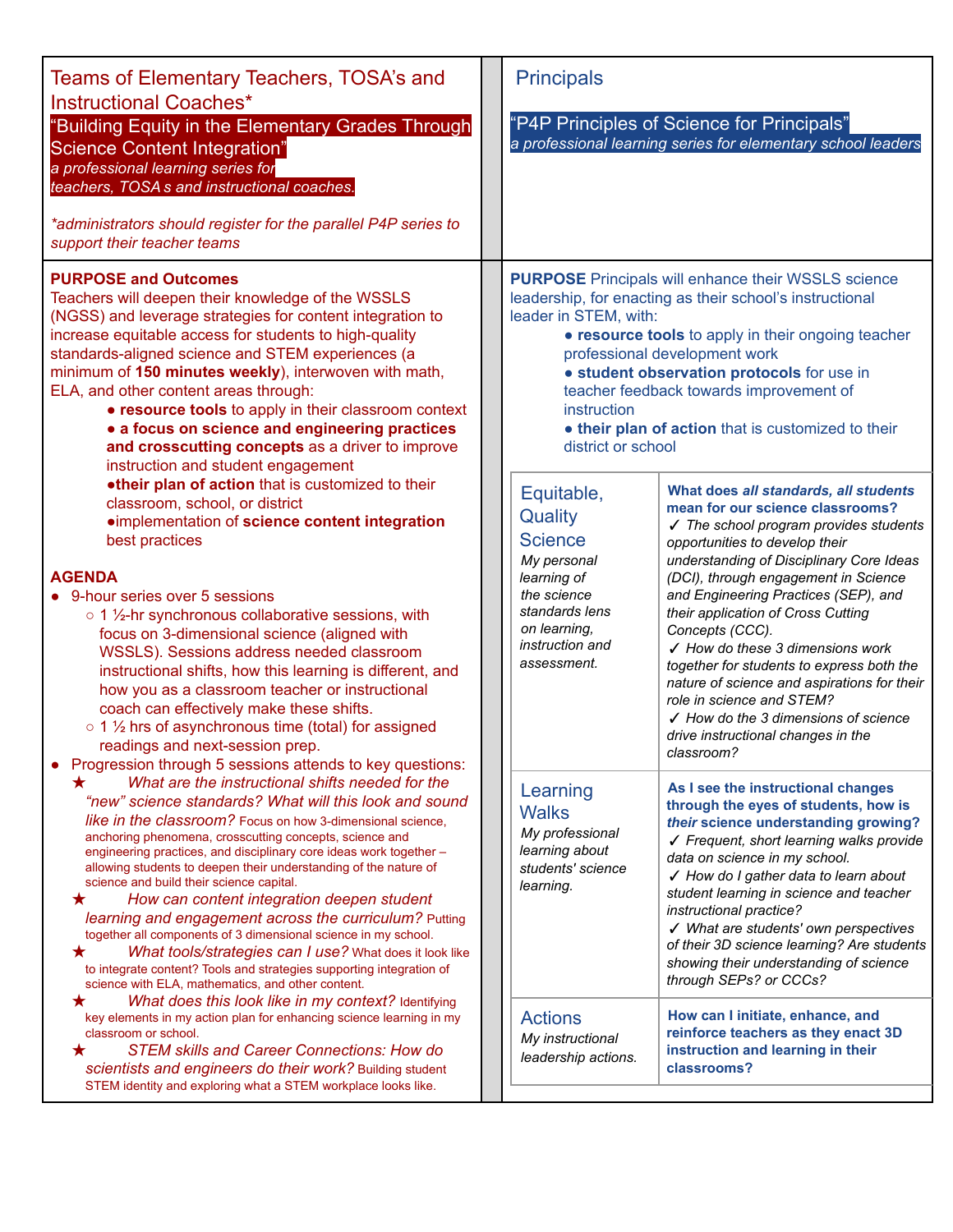## Teams of Elementary Teachers, TOSA's and Instructional Coaches*

**"Building Equity in the Elementary Grades Through Science Content Integration"**

*a professional learning series for teachers, TOSA s and instructional coaches.*

*\*administrators should register for the parallel P4P series to support their teacher teams*

**PURPOSE and Outcomes**

Teachers will deepen their knowledge of the WSSLS (NGSS) and leverage strategies for content integration to increase equitable access for students to high-quality standards-aligned science and STEM experiences (a minimum of **150 minutes weekly**), interwoven with math, ELA, and other content areas through:

- **resource tools** to apply in their classroom context
- **a focus on science and engineering practices and crosscutting concepts** as a driver to improve instruction and student engagement
- **their plan of action** that is customized to their classroom, school, or district
- implementation of **science content integration** best practices

**AGENDA**

- 9-hour series over 5 sessions
  - 1 ½-hr synchronous collaborative sessions, with focus on 3-dimensional science (aligned with WSSLS). Sessions address needed classroom instructional shifts, how this learning is different, and how you as a classroom teacher or instructional coach can effectively make these shifts.
  - 1 ½ hrs of asynchronous time (total) for assigned readings and next-session prep.
- Progression through 5 sessions attends to key questions:
  - ★ *What are the instructional shifts needed for the "new" science standards? What will this look and sound like in the classroom?* Focus on how 3-dimensional science, anchoring phenomena, crosscutting concepts, science and engineering practices, and disciplinary core ideas work together – allowing students to deepen their understanding of the nature of science and build their science capital.
  - ★ *How can content integration deepen student learning and engagement across the curriculum?* Putting together all components of 3 dimensional science in my school.
  - ★ *What tools/strategies can I use?* What does it look like to integrate content? Tools and strategies supporting integration of science with ELA, mathematics, and other content.
  - ★ *What does this look like in my context?* Identifying key elements in my action plan for enhancing science learning in my classroom or school.
  - ★ *STEM skills and Career Connections: How do scientists and engineers do their work?* Building student STEM identity and exploring what a STEM workplace looks like.

## Principals

**"P4P Principles of Science for Principals"**

*a professional learning series for elementary school leaders*

**PURPOSE** Principals will enhance their WSSLS science leadership, for enacting as their school's instructional leader in STEM, with:

- **resource tools** to apply in their ongoing teacher professional development work
- **student observation protocols** for use in teacher feedback towards improvement of instruction
- **their plan of action** that is customized to their district or school

| | |
|---|---|
| **Equitable, Quality Science**<br>*My personal learning of the science standards lens on learning, instruction and assessment.* | **What does *all standards, all students* mean for our science classrooms?**<br>✓ *The school program provides students opportunities to develop their understanding of Disciplinary Core Ideas (DCI), through engagement in Science and Engineering Practices (SEP), and their application of Cross Cutting Concepts (CCC).*<br>✓ *How do these 3 dimensions work together for students to express both the nature of science and aspirations for their role in science and STEM?*<br>✓ *How do the 3 dimensions of science drive instructional changes in the classroom?* |
| **Learning Walks**<br>*My professional learning about students' science learning.* | **As I see the instructional changes through the eyes of students, how is *their* science understanding growing?**<br>✓ *Frequent, short learning walks provide data on science in my school.*<br>✓ *How do I gather data to learn about student learning in science and teacher instructional practice?*<br>✓ *What are students' own perspectives of their 3D science learning? Are students showing their understanding of science through SEPs? or CCCs?* |
| **Actions**<br>*My instructional leadership actions.* | **How can I initiate, enhance, and reinforce teachers as they enact 3D instruction and learning in their classrooms?** |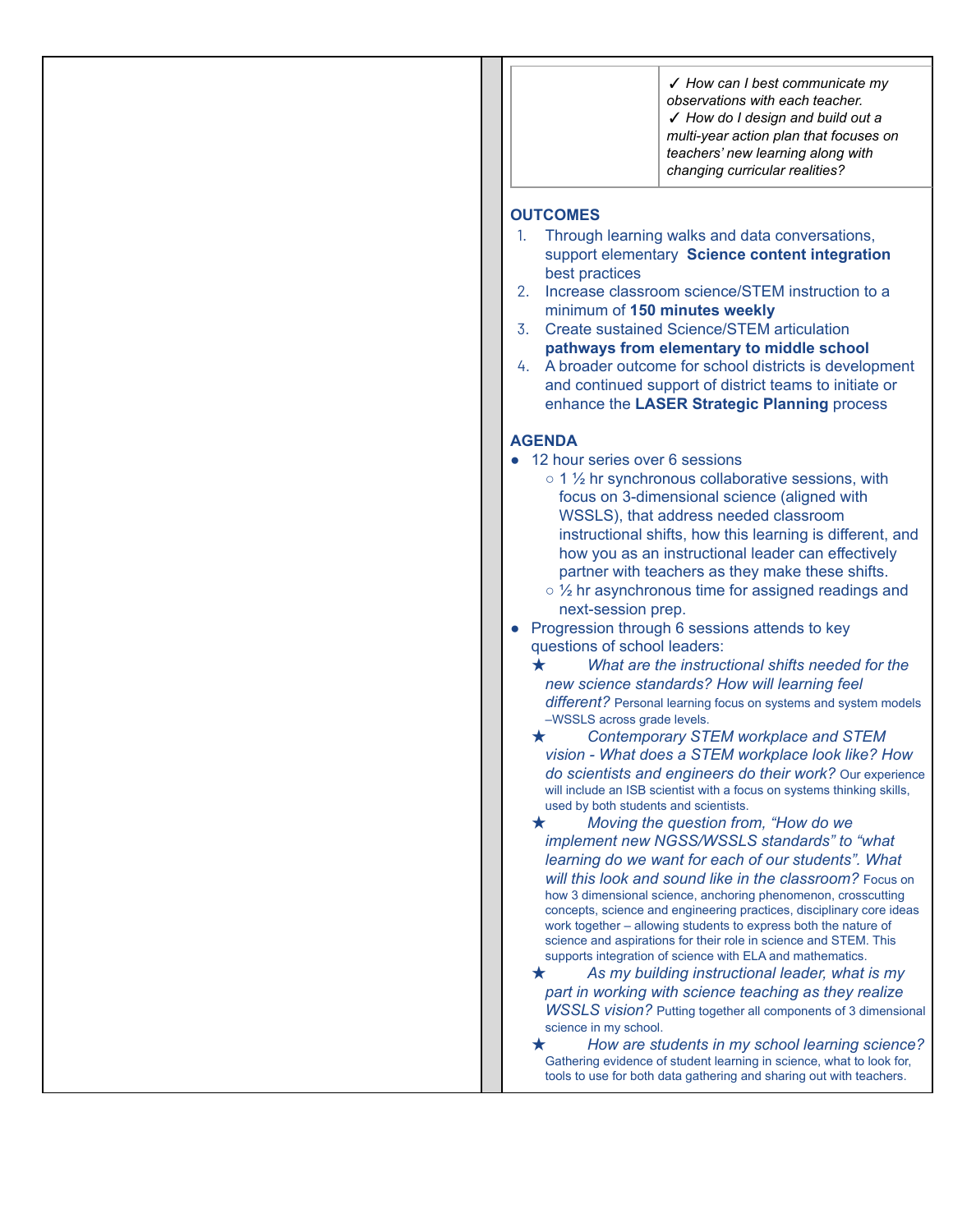| | |
|---|---|
| | ✓ *How can I best communicate my observations with each teacher.*<br>✓ *How do I design and build out a multi-year action plan that focuses on teachers' new learning along with changing curricular realities?* |

**OUTCOMES**

1. Through learning walks and data conversations, support elementary **Science content integration** best practices
2. Increase classroom science/STEM instruction to a minimum of **150 minutes weekly**
3. Create sustained Science/STEM articulation **pathways from elementary to middle school**
4. A broader outcome for school districts is development and continued support of district teams to initiate or enhance the **LASER Strategic Planning** process

**AGENDA**

- 12 hour series over 6 sessions
  - 1 ½ hr synchronous collaborative sessions, with focus on 3-dimensional science (aligned with WSSLS), that address needed classroom instructional shifts, how this learning is different, and how you as an instructional leader can effectively partner with teachers as they make these shifts.
  - ½ hr asynchronous time for assigned readings and next-session prep.
- Progression through 6 sessions attends to key questions of school leaders:
  - ★ *What are the instructional shifts needed for the new science standards? How will learning feel different?* Personal learning focus on systems and system models –WSSLS across grade levels.
  - ★ *Contemporary STEM workplace and STEM vision - What does a STEM workplace look like? How do scientists and engineers do their work?* Our experience will include an ISB scientist with a focus on systems thinking skills, used by both students and scientists.
  - ★ *Moving the question from, "How do we implement new NGSS/WSSLS standards" to "what learning do we want for each of our students". What will this look and sound like in the classroom?* Focus on how 3 dimensional science, anchoring phenomenon, crosscutting concepts, science and engineering practices, disciplinary core ideas work together – allowing students to express both the nature of science and aspirations for their role in science and STEM. This supports integration of science with ELA and mathematics.
  - ★ *As my building instructional leader, what is my part in working with science teaching as they realize WSSLS vision?* Putting together all components of 3 dimensional science in my school.
  - ★ *How are students in my school learning science?* Gathering evidence of student learning in science, what to look for, tools to use for both data gathering and sharing out with teachers.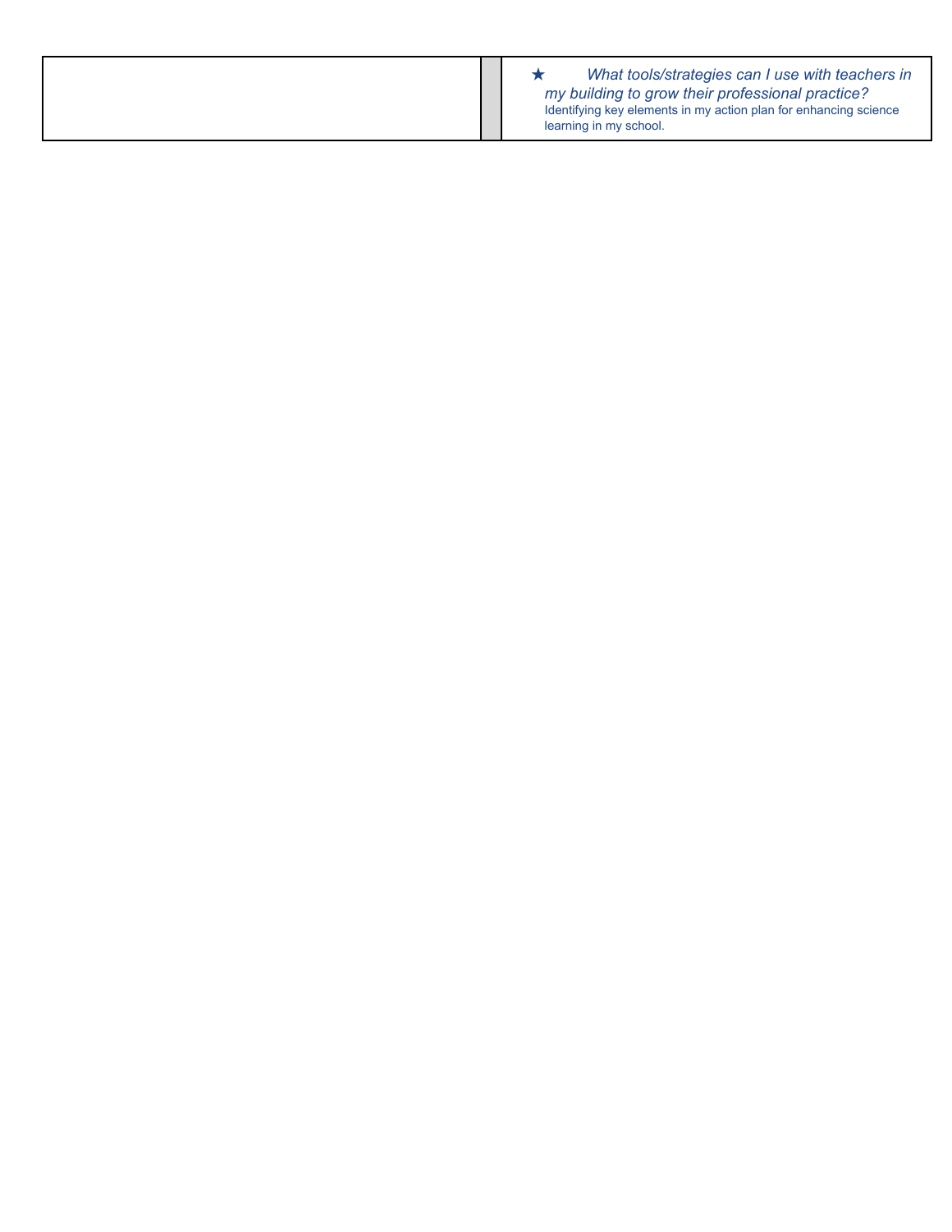| | | |
|---|---|---|
| | | ★ *What tools/strategies can I use with teachers in my building to grow their professional practice?* Identifying key elements in my action plan for enhancing science learning in my school. |